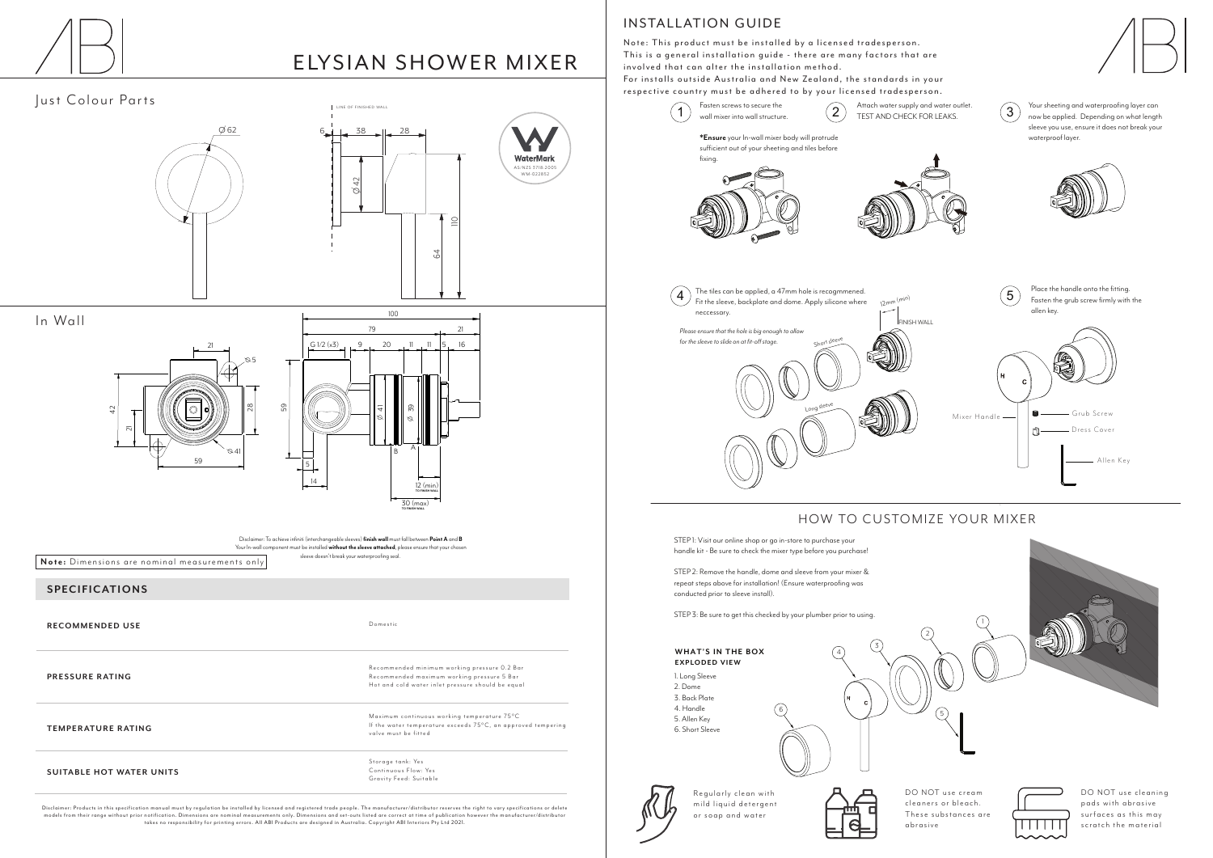# ELYSIAN SHOWER MIXER

## Just Colour Parts

Ø62

LINE OF FINISHED WALL

6 | 38 | 28

Ø42

110

64

## In Wall

21 | Ø5 | 42 | 21 | 28 | Ø41 | 59

100 | 79 | 21

G1/2 (x3) | 9 | 20 | 11 | 11 | 5 | 16

59 | Ø41 | Ø39 | B | A | 5 | 14

12 (min) TO FINISH WALL

30 (max) TO FINISH WALL

**Note:** Dimensions are nominal measurements only

Disclaimer: To achieve infiniti (interchangeable sleeves) **finish wall** must fall between **Point A** and **B**. Your In-wall component must be installed **without the sleeve attached**, please ensure that your chosen sleeve doesn't break your waterproofing seal.

## SPECIFICATIONS

| | |
|---|---|
| **RECOMMENDED USE** | Domestic |
| **PRESSURE RATING** | Recommended minimum working pressure 0.2 Bar<br>Recommended maximum working pressure 5 Bar<br>Hot and cold water inlet pressure should be equal |
| **TEMPERATURE RATING** | Maximum continuous working temperature 75°C<br>If the water temperature exceeds 75°C, an approved tempering valve must be fitted |
| **SUITABLE HOT WATER UNITS** | Storage tank: Yes<br>Continuous Flow: Yes<br>Gravity Feed: Suitable |

Disclaimer: Products in this specification manual must by regulation be installed by licensed and registered trade people. The manufacturer/distributor reserves the right to vary specifications or delete models from their range without prior notification. Dimensions are nominal measurements only. Dimensions and set-outs listed are correct at time of publication however the manufacturer/distributor takes no responsibility for printing errors. All ABI Products are designed in Australia. Copyright ABI Interiors Pty Ltd 2021.

WaterMark AS/NZS 3718:2005 WM-022852

## INSTALLATION GUIDE

Note: This product must be installed by a licensed tradesperson. This is a general installation guide - there are many factors that are involved that can alter the installation method. For installs outside Australia and New Zealand, the standards in your respective country must be adhered to by your licensed tradesperson.

1. Fasten screws to secure the wall mixer into wall structure.

   ***Ensure** your In-wall mixer body will protrude sufficient out of your sheeting and tiles before fixing.

2. Attach water supply and water outlet. TEST AND CHECK FOR LEAKS.

3. Your sheeting and waterproofing layer can now be applied. Depending on what length sleeve you use, ensure it does not break your waterproof layer.

4. The tiles can be applied, a 47mm hole is recogmmened. Fit the sleeve, backplate and dome. Apply silicone where neccessary.

   *Please ensure that the hole is big enough to allow for the sleeve to slide on at fit-off stage.*

   12mm (min) | FINISH WALL | Short sleeve | Long sleeve

5. Place the handle onto the fitting. Fasten the grub screw firmly with the allen key.

   Mixer Handle | Grub Screw | Dress Cover | Allen Key

## HOW TO CUSTOMIZE YOUR MIXER

STEP 1: Visit our online shop or go in-store to purchase your handle kit - Be sure to check the mixer type before you purchase!

STEP 2: Remove the handle, dome and sleeve from your mixer & repeat steps above for installation! (Ensure waterproofing was conducted prior to sleeve install).

STEP 3: Be sure to get this checked by your plumber prior to using.

**WHAT'S IN THE BOX**
**EXPLODED VIEW**

1. Long Sleeve
2. Dome
3. Back Plate
4. Handle
5. Allen Key
6. Short Sleeve

Regularly clean with mild liquid detergent or soap and water

DO NOT use cream cleaners or bleach. These substances are abrasive

DO NOT use cleaning pads with abrasive surfaces as this may scratch the material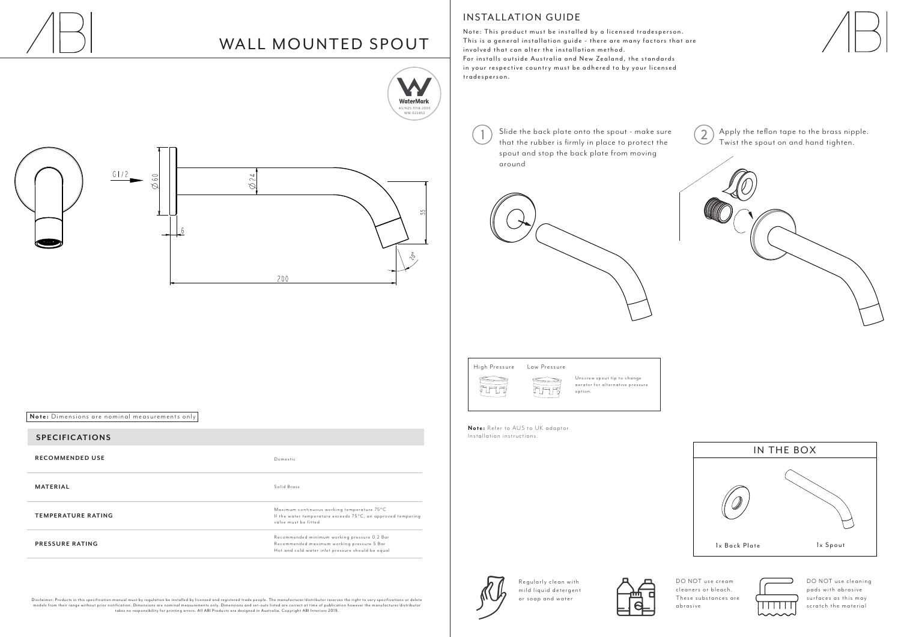# WALL MOUNTED SPOUT

WaterMark
AS/NZS 3718:2005
WM-022852

G1/2

Ø60

Ø24

55

6

20°

200

**Note:** Dimensions are nominal measurements only

## SPECIFICATIONS

| | |
|---|---|
| **RECOMMENDED USE** | Domestic |
| **MATERIAL** | Solid Brass |
| **TEMPERATURE RATING** | Maximum continuous working temperature 75°C<br>If the water temperature exceeds 75°C, an approved tempering valve must be fitted |
| **PRESSURE RATING** | Recommended minimum working pressure 0.2 Bar<br>Recommended maximum working pressure 5 Bar<br>Hot and cold water inlet pressure should be equal |

Disclaimer: Products in this specification manual must by regulation be installed by licensed and registered trade people. The manufacturer/distributor reserves the right to vary specifications or delete models from their range without prior notification. Dimensions are nominal measurements only. Dimensions and set-outs listed are correct at time of publication however the manufacturer/distributor takes no responsibility for printing errors. All ABI Products are designed in Australia. Copyright ABI Interiors 2019.

## INSTALLATION GUIDE

Note: This product must be installed by a licensed tradesperson. This is a general installation guide - there are many factors that are involved that can alter the installation method. For installs outside Australia and New Zealand, the standards in your respective country must be adhered to by your licensed tradesperson.

1. Slide the back plate onto the spout - make sure that the rubber is firmly in place to protect the spout and stop the back plate from moving around

2. Apply the teflon tape to the brass nipple. Twist the spout on and hand tighten.

High Pressure    Low Pressure

Unscrew spout tip to change aerator for alternative pressure option.

**Note:** Refer to AUS to UK adaptor Installation instructions.

## IN THE BOX

1x Back Plate

1x Spout

Regularly clean with mild liquid detergent or soap and water

DO NOT use cream cleaners or bleach. These substances are abrasive

DO NOT use cleaning pads with abrasive surfaces as this may scratch the material